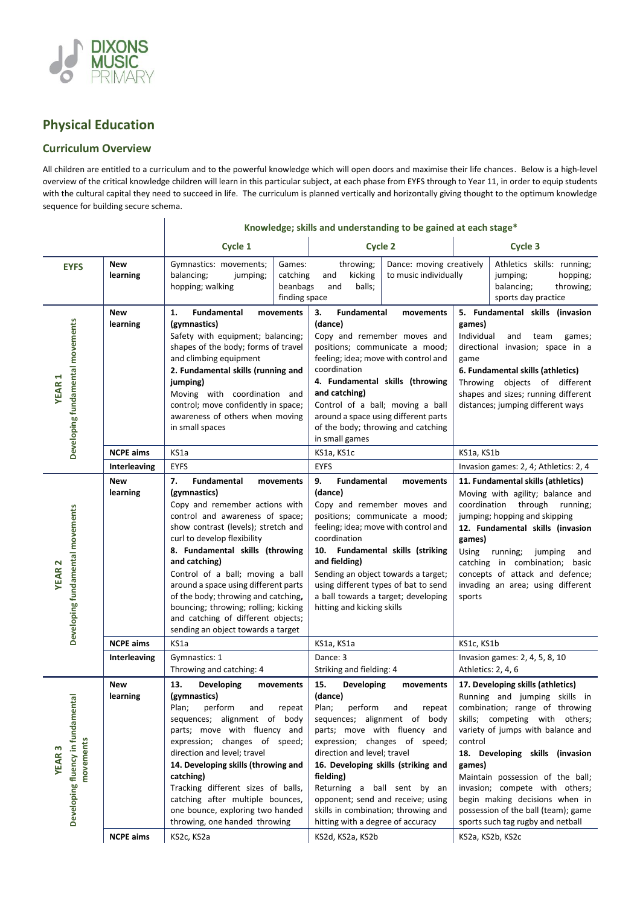# Physical Education

## Curriculum Overview

All children are entitled to a curriculum and to the powerful knowledge which will open doors and maximise their life chances. Below is a high-level overview of the critical knowledge children will learn in this particular subject, at each phase from EYFS through to Year 11, in order to equip students with the cultural capital they need to succeed in life. The curriculum is planned vertically and horizontally giving thought to the optimum knowledge sequence for building secure schema.

| | | Knowledge; skills and understanding to be gained at each stage* | | | | | |
|---|---|---|---|---|---|---|---|
| | | Cycle 1 | | Cycle 2 | | Cycle 3 | |
| **EYFS** | **New learning** | Gymnastics: movements; balancing; jumping; hopping; walking | Games: throwing; catching and kicking beanbags and balls; finding space | | Dance: moving creatively to music individually | | Athletics skills: running; jumping; hopping; balancing; throwing; sports day practice |
| **YEAR 1** Developing fundamental movements | **New learning** | **1. Fundamental movements (gymnastics)** Safety with equipment; balancing; shapes of the body; forms of travel and climbing equipment **2. Fundamental skills (running and jumping)** Moving with coordination and control; move confidently in space; awareness of others when moving in small spaces | | **3. Fundamental movements (dance)** Copy and remember moves and positions; communicate a mood; feeling; idea; move with control and coordination **4. Fundamental skills (throwing and catching)** Control of a ball; moving a ball around a space using different parts of the body; throwing and catching in small games | | **5. Fundamental skills (invasion games)** Individual and team games; directional invasion; space in a game **6. Fundamental skills (athletics)** Throwing objects of different shapes and sizes; running different distances; jumping different ways | |
| | **NCPE aims** | KS1a | | KS1a, KS1c | | KS1a, KS1b | |
| | **Interleaving** | EYFS | | EYFS | | Invasion games: 2, 4; Athletics: 2, 4 | |
| **YEAR 2** Developing fundamental movements | **New learning** | **7. Fundamental movements (gymnastics)** Copy and remember actions with control and awareness of space; show contrast (levels); stretch and curl to develop flexibility **8. Fundamental skills (throwing and catching)** Control of a ball; moving a ball around a space using different parts of the body; throwing and catching, bouncing; throwing; rolling; kicking and catching of different objects; sending an object towards a target | | **9. Fundamental movements (dance)** Copy and remember moves and positions; communicate a mood; feeling; idea; move with control and coordination **10. Fundamental skills (striking and fielding)** Sending an object towards a target; using different types of bat to send a ball towards a target; developing hitting and kicking skills | | **11. Fundamental skills (athletics)** Moving with agility; balance and coordination through running; jumping; hopping and skipping **12. Fundamental skills (invasion games)** Using running; jumping and catching in combination; basic concepts of attack and defence; invading an area; using different sports | |
| | **NCPE aims** | KS1a | | KS1a, KS1a | | KS1c, KS1b | |
| | **Interleaving** | Gymnastics: 1<br>Throwing and catching: 4 | | Dance: 3<br>Striking and fielding: 4 | | Invasion games: 2, 4, 5, 8, 10<br>Athletics: 2, 4, 6 | |
| **YEAR 3** Developing fluency in fundamental movements | **New learning** | **13. Developing movements (gymnastics)** Plan; perform and repeat sequences; alignment of body parts; move with fluency and expression; changes of speed; direction and level; travel **14. Developing skills (throwing and catching)** Tracking different sizes of balls, catching after multiple bounces, one bounce, exploring two handed throwing, one handed throwing | | **15. Developing movements (dance)** Plan; perform and repeat sequences; alignment of body parts; move with fluency and expression; changes of speed; direction and level; travel **16. Developing skills (striking and fielding)** Returning a ball sent by an opponent; send and receive; using skills in combination; throwing and hitting with a degree of accuracy | | **17. Developing skills (athletics)** Running and jumping skills in combination; range of throwing skills; competing with others; variety of jumps with balance and control **18. Developing skills (invasion games)** Maintain possession of the ball; invasion; compete with others; begin making decisions when in possession of the ball (team); game sports such tag rugby and netball | |
| | **NCPE aims** | KS2c, KS2a | | KS2d, KS2a, KS2b | | KS2a, KS2b, KS2c | |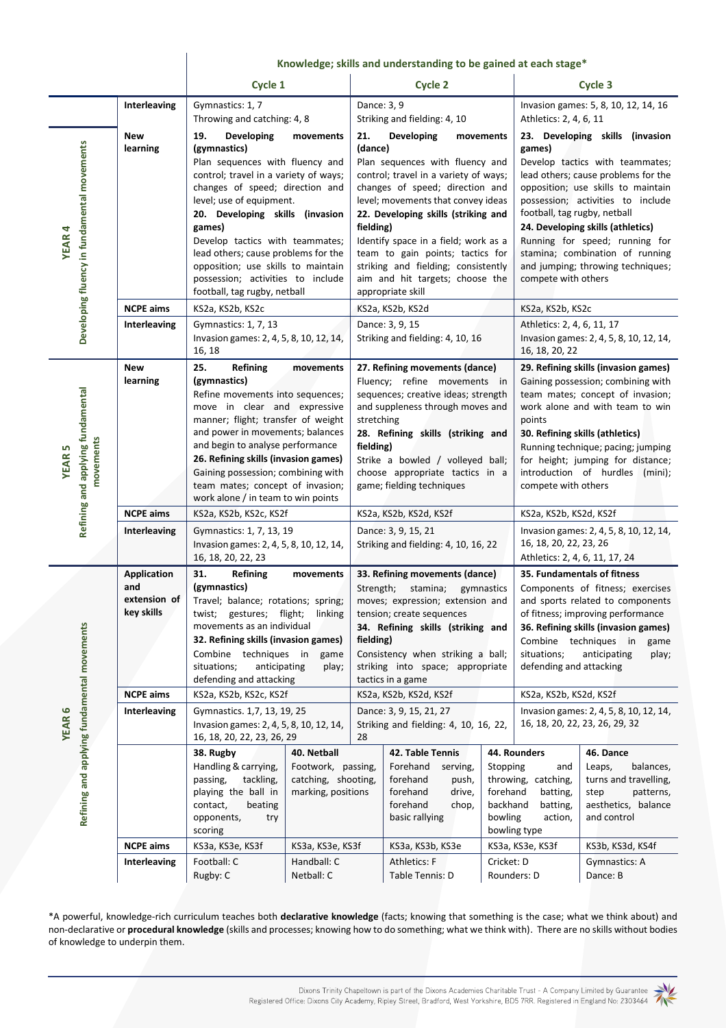| | | Knowledge; skills and understanding to be gained at each stage* | | |
|---|---|---|---|---|
| | | **Cycle 1** | **Cycle 2** | **Cycle 3** |
| **YEAR 4** Developing fluency in fundamental movements | **Interleaving** | Gymnastics: 1, 7<br>Throwing and catching: 4, 8 | Dance: 3, 9<br>Striking and fielding: 4, 10 | Invasion games: 5, 8, 10, 12, 14, 16<br>Athletics: 2, 4, 6, 11 |
| | **New learning** | **19. Developing movements (gymnastics)**<br>Plan sequences with fluency and control; travel in a variety of ways; changes of speed; direction and level; use of equipment.<br>**20. Developing skills (invasion games)**<br>Develop tactics with teammates; lead others; cause problems for the opposition; use skills to maintain possession; activities to include football, tag rugby, netball | **21. Developing movements (dance)**<br>Plan sequences with fluency and control; travel in a variety of ways; changes of speed; direction and level; movements that convey ideas<br>**22. Developing skills (striking and fielding)**<br>Identify space in a field; work as a team to gain points; tactics for striking and fielding; consistently aim and hit targets; choose the appropriate skill | **23. Developing skills (invasion games)**<br>Develop tactics with teammates; lead others; cause problems for the opposition; use skills to maintain possession; activities to include football, tag rugby, netball<br>**24. Developing skills (athletics)**<br>Running for speed; running for stamina; combination of running and jumping; throwing techniques; compete with others |
| | **NCPE aims** | KS2a, KS2b, KS2c | KS2a, KS2b, KS2d | KS2a, KS2b, KS2c |
| **YEAR 5** Refining and applying fundamental movements | **Interleaving** | Gymnastics: 1, 7, 13<br>Invasion games: 2, 4, 5, 8, 10, 12, 14, 16, 18 | Dance: 3, 9, 15<br>Striking and fielding: 4, 10, 16 | Athletics: 2, 4, 6, 11, 17<br>Invasion games: 2, 4, 5, 8, 10, 12, 14, 16, 18, 20, 22 |
| | **New learning** | **25. Refining movements (gymnastics)**<br>Refine movements into sequences; move in clear and expressive manner; flight; transfer of weight and power in movements; balances and begin to analyse performance<br>**26. Refining skills (invasion games)**<br>Gaining possession; combining with team mates; concept of invasion; work alone / in team to win points | **27. Refining movements (dance)**<br>Fluency; refine movements in sequences; creative ideas; strength and suppleness through moves and stretching<br>**28. Refining skills (striking and fielding)**<br>Strike a bowled / volleyed ball; choose appropriate tactics in a game; fielding techniques | **29. Refining skills (invasion games)**<br>Gaining possession; combining with team mates; concept of invasion; work alone and with team to win points<br>**30. Refining skills (athletics)**<br>Running technique; pacing; jumping for height; jumping for distance; introduction of hurdles (mini); compete with others |
| | **NCPE aims** | KS2a, KS2b, KS2c, KS2f | KS2a, KS2b, KS2d, KS2f | KS2a, KS2b, KS2d, KS2f |
| **YEAR 6** Refining and applying fundamental movements | **Interleaving** | Gymnastics: 1, 7, 13, 19<br>Invasion games: 2, 4, 5, 8, 10, 12, 14, 16, 18, 20, 22, 23 | Dance: 3, 9, 15, 21<br>Striking and fielding: 4, 10, 16, 22 | Invasion games: 2, 4, 5, 8, 10, 12, 14, 16, 18, 20, 22, 23, 26<br>Athletics: 2, 4, 6, 11, 17, 24 |
| | **Application and extension of key skills** | **31. Refining movements (gymnastics)**<br>Travel; balance; rotations; spring; twist; gestures; flight; linking movements as an individual<br>**32. Refining skills (invasion games)**<br>Combine techniques in game situations; anticipating play; defending and attacking | **33. Refining movements (dance)**<br>Strength; stamina; gymnastics moves; expression; extension and tension; create sequences<br>**34. Refining skills (striking and fielding)**<br>Consistency when striking a ball; striking into space; appropriate tactics in a game | **35. Fundamentals of fitness**<br>Components of fitness; exercises and sports related to components of fitness; improving performance<br>**36. Refining skills (invasion games)**<br>Combine techniques in game situations; anticipating play; defending and attacking |
| | **NCPE aims** | KS2a, KS2b, KS2c, KS2f | KS2a, KS2b, KS2d, KS2f | KS2a, KS2b, KS2d, KS2f |
| | **Interleaving** | Gymnastics. 1,7, 13, 19, 25<br>Invasion games: 2, 4, 5, 8, 10, 12, 14, 16, 18, 20, 22, 23, 26, 29 | Dance: 3, 9, 15, 21, 27<br>Striking and fielding: 4, 10, 16, 22, 28 | Invasion games: 2, 4, 5, 8, 10, 12, 14, 16, 18, 20, 22, 23, 26, 29, 32 |

| | **38. Rugby** | **40. Netball** | **42. Table Tennis** | **44. Rounders** | **46. Dance** |
|---|---|---|---|---|---|
| | Handling & carrying, passing, tackling, playing the ball in contact, beating opponents, try scoring | Footwork, passing, catching, shooting, marking, positions | Forehand serving, forehand push, forehand drive, forehand chop, basic rallying | Stopping and throwing, catching, forehand batting, backhand batting, bowling action, bowling type | Leaps, balances, turns and travelling, step patterns, aesthetics, balance and control |
| **NCPE aims** | KS3a, KS3e, KS3f | KS3a, KS3e, KS3f | KS3a, KS3b, KS3e | KS3a, KS3e, KS3f | KS3b, KS3d, KS4f |
| **Interleaving** | Football: C<br>Rugby: C | Handball: C<br>Netball: C | Athletics: F<br>Table Tennis: D | Cricket: D<br>Rounders: D | Gymnastics: A<br>Dance: B |

*A powerful, knowledge-rich curriculum teaches both **declarative knowledge** (facts; knowing that something is the case; what we think about) and non-declarative or **procedural knowledge** (skills and processes; knowing how to do something; what we think with). There are no skills without bodies of knowledge to underpin them.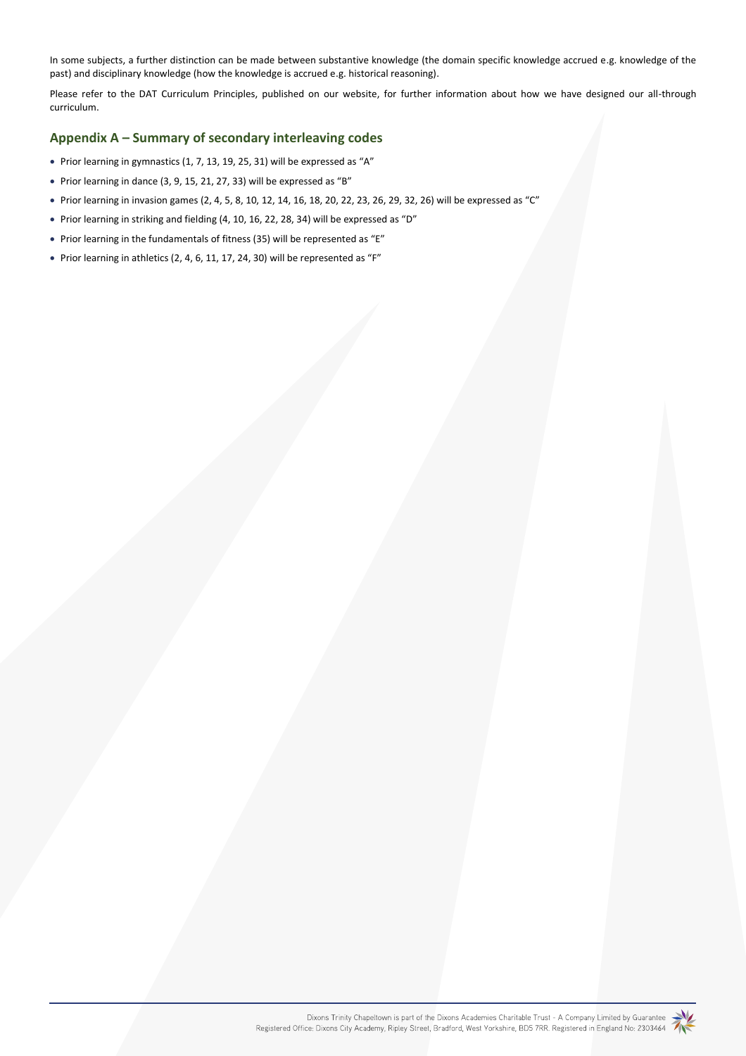In some subjects, a further distinction can be made between substantive knowledge (the domain specific knowledge accrued e.g. knowledge of the past) and disciplinary knowledge (how the knowledge is accrued e.g. historical reasoning).

Please refer to the DAT Curriculum Principles, published on our website, for further information about how we have designed our all-through curriculum.

## Appendix A – Summary of secondary interleaving codes

- Prior learning in gymnastics (1, 7, 13, 19, 25, 31) will be expressed as "A"
- Prior learning in dance (3, 9, 15, 21, 27, 33) will be expressed as "B"
- Prior learning in invasion games (2, 4, 5, 8, 10, 12, 14, 16, 18, 20, 22, 23, 26, 29, 32, 26) will be expressed as "C"
- Prior learning in striking and fielding (4, 10, 16, 22, 28, 34) will be expressed as "D"
- Prior learning in the fundamentals of fitness (35) will be represented as "E"
- Prior learning in athletics (2, 4, 6, 11, 17, 24, 30) will be represented as "F"